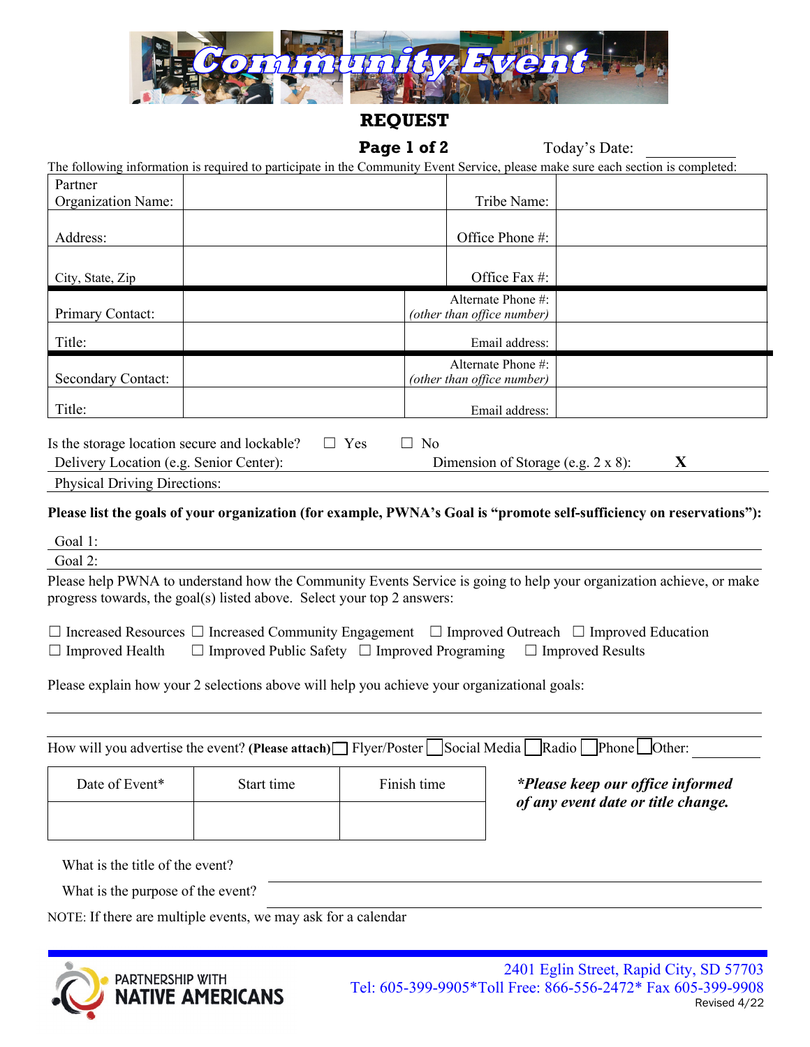# Community Event

## REQUEST

**Page 1 of 2**

Today's Date: ___________

The following information is required to participate in the Community Event Service, please make sure each section is completed:

| Partner Organization Name: | | Tribe Name: | |
|---|---|---|---|
| Address: | | Office Phone #: | |
| City, State, Zip | | Office Fax #: | |
| Primary Contact: | | Alternate Phone #: *(other than office number)* | |
| Title: | | Email address: | |
| Secondary Contact: | | Alternate Phone #: *(other than office number)* | |
| Title: | | Email address: | |

Is the storage location secure and lockable? ☐ Yes ☐ No

Delivery Location (e.g. Senior Center): Dimension of Storage (e.g. 2 x 8): **X**

Physical Driving Directions:

**Please list the goals of your organization (for example, PWNA's Goal is "promote self-sufficiency on reservations"):**

Goal 1:

Goal 2:

Please help PWNA to understand how the Community Events Service is going to help your organization achieve, or make progress towards, the goal(s) listed above. Select your top 2 answers:

☐ Increased Resources ☐ Increased Community Engagement ☐ Improved Outreach ☐ Improved Education
☐ Improved Health ☐ Improved Public Safety ☐ Improved Programing ☐ Improved Results

Please explain how your 2 selections above will help you achieve your organizational goals:

How will you advertise the event? **(Please attach)** ☐ Flyer/Poster ☐ Social Media ☐ Radio ☐ Phone ☐ Other: ________

| Date of Event* | Start time | Finish time |
|---|---|---|
| | | |

***Please keep our office informed of any event date or title change.***

What is the title of the event?

What is the purpose of the event?

NOTE: If there are multiple events, we may ask for a calendar

PARTNERSHIP WITH NATIVE AMERICANS

2401 Eglin Street, Rapid City, SD 57703
Tel: 605-399-9905*Toll Free: 866-556-2472* Fax 605-399-9908
Revised 4/22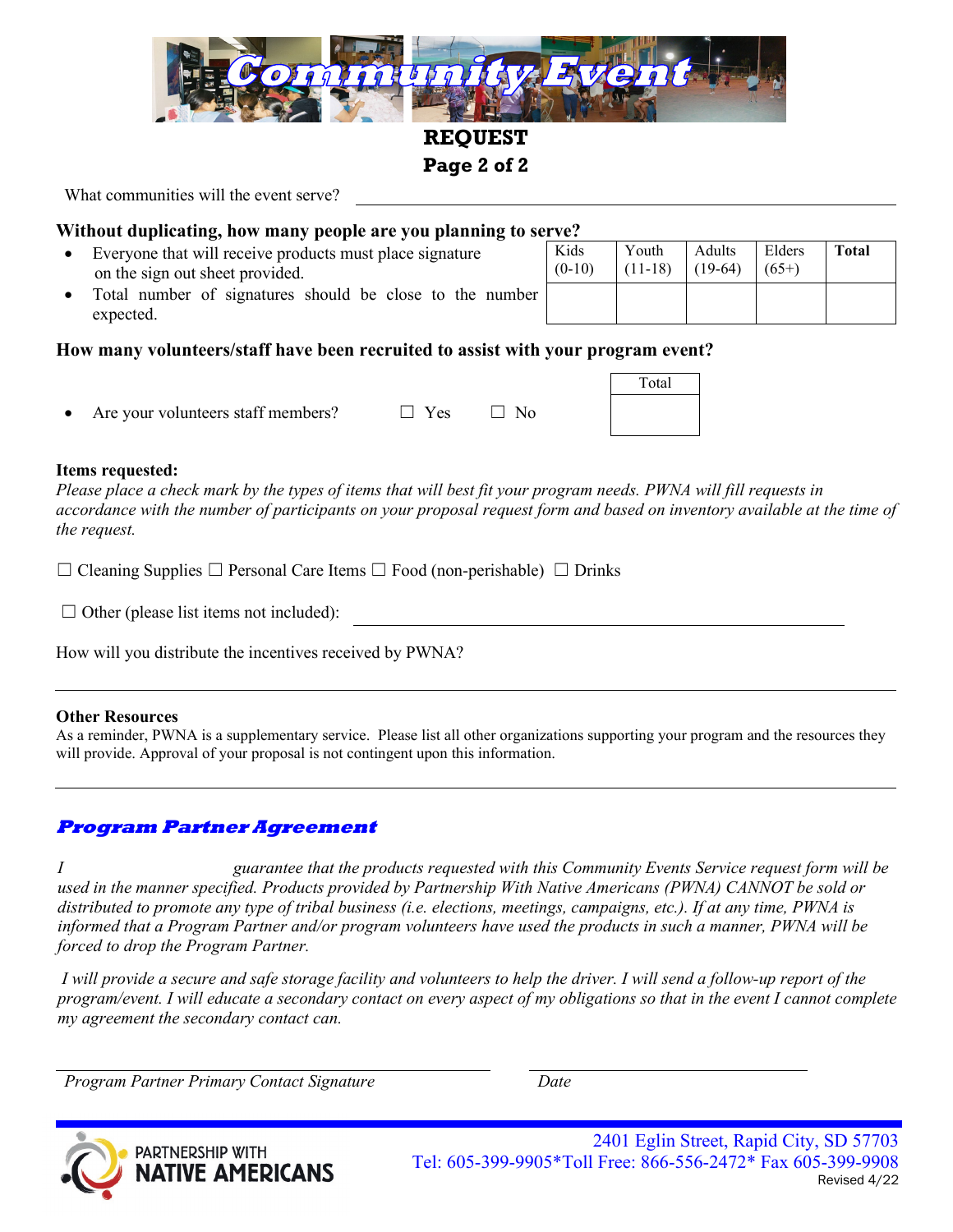# Community Event

## REQUEST

What communities will the event serve? ______________________________

**Without duplicating, how many people are you planning to serve?**

- Everyone that will receive products must place signature on the sign out sheet provided.
- Total number of signatures should be close to the number expected.

| Kids (0-10) | Youth (11-18) | Adults (19-64) | Elders (65+) | **Total** |
|---|---|---|---|---|
| | | | | |

**How many volunteers/staff have been recruited to assist with your program event?**

- Are your volunteers staff members? ☐ Yes ☐ No

| Total |
|---|
| |

**Items requested:**

*Please place a check mark by the types of items that will best fit your program needs. PWNA will fill requests in accordance with the number of participants on your proposal request form and based on inventory available at the time of the request.*

☐ Cleaning Supplies ☐ Personal Care Items ☐ Food (non-perishable) ☐ Drinks

☐ Other (please list items not included): ______________________________

How will you distribute the incentives received by PWNA?

______________________________

**Other Resources**

As a reminder, PWNA is a supplementary service. Please list all other organizations supporting your program and the resources they will provide. Approval of your proposal is not contingent upon this information.

______________________________

## *Program Partner Agreement*

*I ______________ guarantee that the products requested with this Community Events Service request form will be used in the manner specified. Products provided by Partnership With Native Americans (PWNA) CANNOT be sold or distributed to promote any type of tribal business (i.e. elections, meetings, campaigns, etc.). If at any time, PWNA is informed that a Program Partner and/or program volunteers have used the products in such a manner, PWNA will be forced to drop the Program Partner.*

*I will provide a secure and safe storage facility and volunteers to help the driver. I will send a follow-up report of the program/event. I will educate a secondary contact on every aspect of my obligations so that in the event I cannot complete my agreement the secondary contact can.*

______________________________ ______________________________

*Program Partner Primary Contact Signature* *Date*

PARTNERSHIP WITH NATIVE AMERICANS

2401 Eglin Street, Rapid City, SD 57703
Tel: 605-399-9905*Toll Free: 866-556-2472* Fax 605-399-9908

Revised 4/22